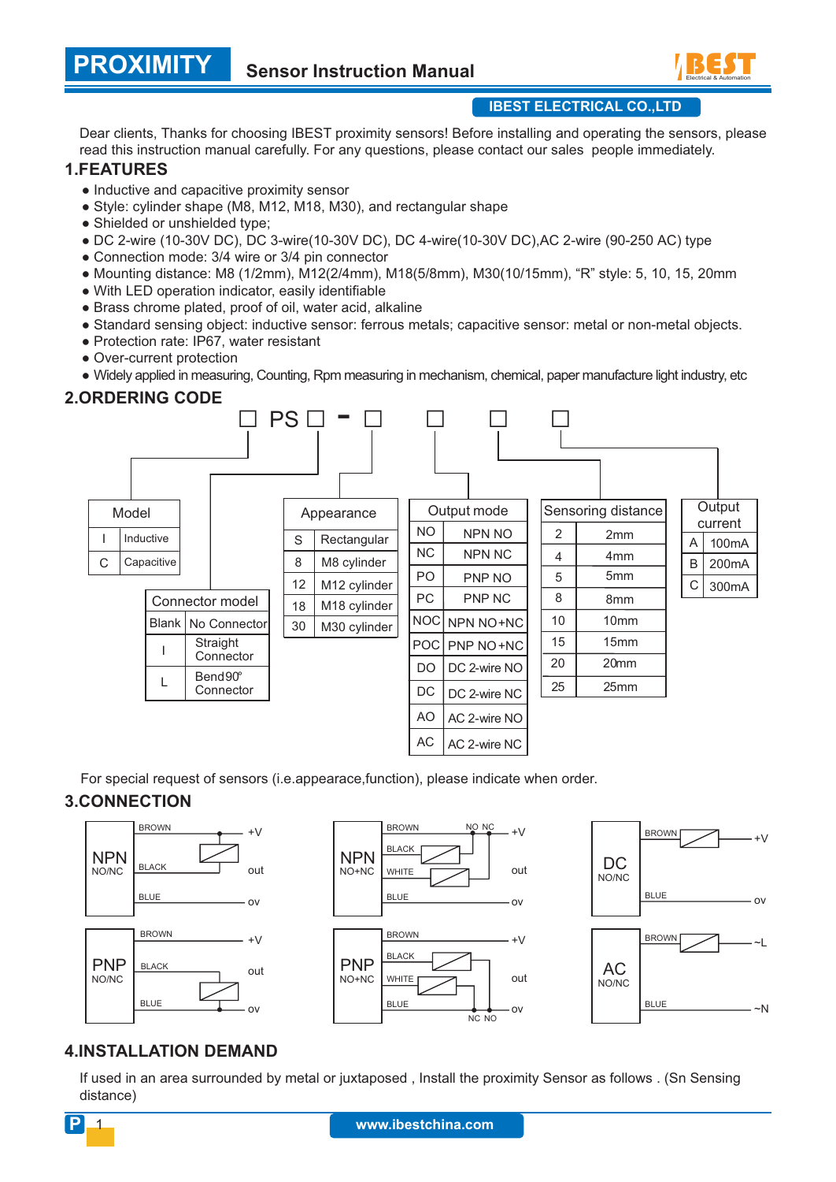# PROXIMITY Sensor Instruction Manual

IBEST ELECTRICAL CO.,LTD

Dear clients, Thanks for choosing IBEST proximity sensors! Before installing and operating the sensors, please read this instruction manual carefully. For any questions, please contact our sales people immediately.

## 1.FEATURES

- Inductive and capacitive proximity sensor
- Style: cylinder shape (M8, M12, M18, M30), and rectangular shape
- Shielded or unshielded type;
- DC 2-wire (10-30V DC), DC 3-wire(10-30V DC), DC 4-wire(10-30V DC),AC 2-wire (90-250 AC) type
- Connection mode: 3/4 wire or 3/4 pin connector
- Mounting distance: M8 (1/2mm), M12(2/4mm), M18(5/8mm), M30(10/15mm), "R" style: 5, 10, 15, 20mm
- With LED operation indicator, easily identifiable
- Brass chrome plated, proof of oil, water acid, alkaline
- Standard sensing object: inductive sensor: ferrous metals; capacitive sensor: metal or non-metal objects.
- Protection rate: IP67, water resistant
- Over-current protection
- Widely applied in measuring, Counting, Rpm measuring in mechanism, chemical, paper manufacture light industry, etc

## 2.ORDERING CODE

☐ PS ☐ - ☐ ☐ ☐ ☐

| Model | |
|---|---|
| I | Inductive |
| C | Capacitive |

| Connector model | |
|---|---|
| Blank | No Connector |
| I | Straight Connector |
| L | Bend90° Connector |

| Appearance | |
|---|---|
| S | Rectangular |
| 8 | M8 cylinder |
| 12 | M12 cylinder |
| 18 | M18 cylinder |
| 30 | M30 cylinder |

| Output mode | |
|---|---|
| NO | NPN NO |
| NC | NPN NC |
| PO | PNP NO |
| PC | PNP NC |
| NOC | NPN NO+NC |
| POC | PNP NO+NC |
| DO | DC 2-wire NO |
| DC | DC 2-wire NC |
| AO | AC 2-wire NO |
| AC | AC 2-wire NC |

| Sensoring distance | |
|---|---|
| 2 | 2mm |
| 4 | 4mm |
| 5 | 5mm |
| 8 | 8mm |
| 10 | 10mm |
| 15 | 15mm |
| 20 | 20mm |
| 25 | 25mm |

| Output current | |
|---|---|
| A | 100mA |
| B | 200mA |
| C | 300mA |

For special request of sensors (i.e.appearace,function), please indicate when order.

## 3.CONNECTION

NPN NO/NC: BROWN +V; BLACK out; BLUE ov

PNP NO/NC: BROWN +V; BLACK out; BLUE ov

NPN NO+NC: BROWN +V (NO NC); BLACK, WHITE out; BLUE ov

PNP NO+NC: BROWN +V; BLACK, WHITE out; BLUE ov (NC NO)

DC NO/NC: BROWN +V; BLUE ov

AC NO/NC: BROWN ~L; BLUE ~N

## 4.INSTALLATION DEMAND

If used in an area surrounded by metal or juxtaposed , Install the proximity Sensor as follows . (Sn Sensing distance)

www.ibestchina.com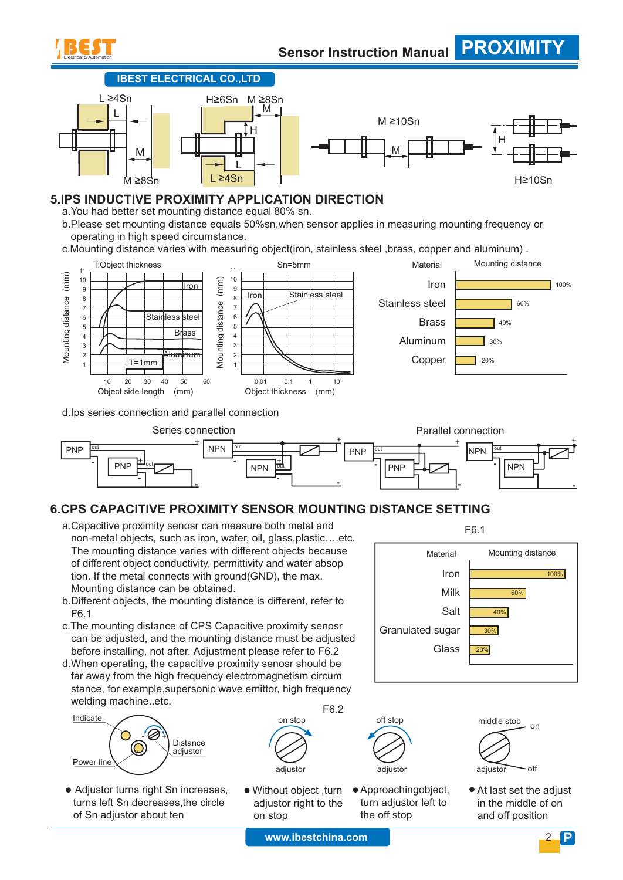IBEST ELECTRICAL CO.,LTD

L ≥4Sn
L
M
M ≥8Sn

H≥6Sn M ≥8Sn
M
H
L
L ≥4Sn

M ≥10Sn
M

H
H≥10Sn

## 5.IPS INDUCTIVE PROXIMITY APPLICATION DIRECTION

a.You had better set mounting distance equal 80% sn.

b.Please set mounting distance equals 50%sn,when sensor applies in measuring mounting frequency or operating in high speed circumstance.

c.Mounting distance varies with measuring object(iron, stainless steel ,brass, copper and aluminum) .

T:Object thickness
Mounting distance (mm)
Iron
Stainless steel
Brass
Aluminum
T=1mm
Object side length (mm)
10 20 30 40 50 60

Sn=5mm
Mounting distance (mm)
Iron
Stainless steel
Object thickness (mm)
0.01 0.1 1 10

Material
Mounting distance
Iron 100%
Stainless steel 60%
Brass 40%
Aluminum 30%
Copper 20%

d.Ips series connection and parallel connection

Series connection
PNP out
PNP out
NPN out
NPN out

Parallel connection
PNP out
PNP
NPN out
NPN

## 6.CPS CAPACITIVE PROXIMITY SENSOR MOUNTING DISTANCE SETTING

a.Capacitive proximity senosr can measure both metal and non-metal objects, such as iron, water, oil, glass,plastic….etc. The mounting distance varies with different objects because of different object conductivity, permittivity and water absoption. If the metal connects with ground(GND), the max. Mounting distance can be obtained.

b.Different objects, the mounting distance is different, refer to F6.1

c.The mounting distance of CPS Capacitive proximity senosr can be adjusted, and the mounting distance must be adjusted before installing, not after. Adjustment please refer to F6.2

d.When operating, the capacitive proximity senosr should be far away from the high frequency electromagnetism circumstance, for example,supersonic wave emittor, high frequency welding machine..etc.

F6.1

Material
Mounting distance
Iron 100%
Milk 60%
Salt 40%
Granulated sugar 30%
Glass 20%

F6.2

Indicate
Distance adjustor
Power line

on stop
adjustor

off stop
adjustor

middle stop
on
adjustor
off

- Adjustor turns right Sn increases, turns left Sn decreases,the circle of Sn adjustor about ten
- Without object ,turn adjustor right to the on stop
- Approachingobject, turn adjustor left to the off stop
- At last set the adjust in the middle of on and off position

www.ibestchina.com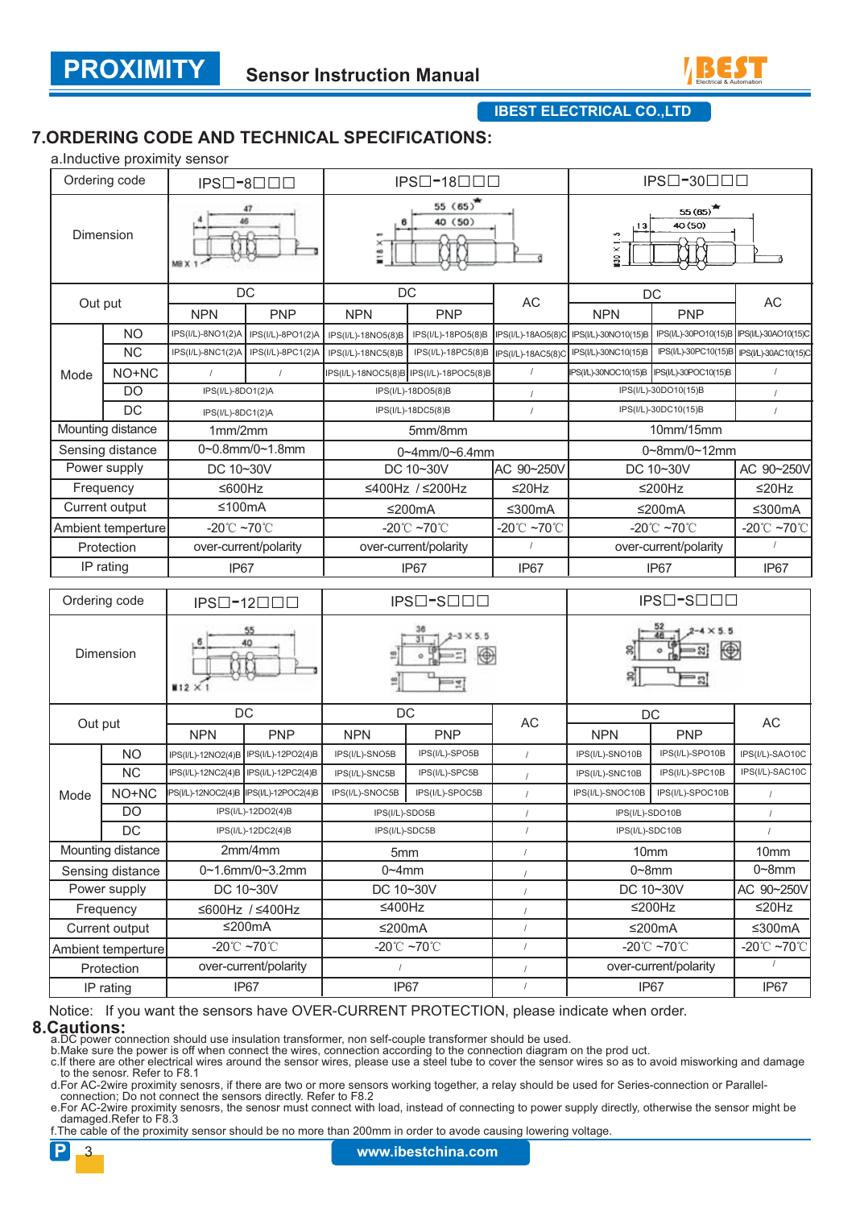## 7.ORDERING CODE AND TECHNICAL SPECIFICATIONS:

a.Inductive proximity sensor

| Ordering code | | IPS□-8□□□ | | IPS□-18□□□ | | | IPS□-30□□□ | | |
|---|---|---|---|---|---|---|---|---|---|
| Dimension | | 47 / 46 / 4 / M8 X 1 | | 55 (65)* / 40 (50) / 6 / M18 X 1 | | | 55 (65)* / 40 (50) / 13 / M30 X 1.5 | | |
| Out put | | DC | | DC | | AC | DC | | AC |
| | | NPN | PNP | NPN | PNP | | NPN | PNP | |
| Mode | NO | IPS(I/L)-8NO1(2)A | IPS(I/L)-8PO1(2)A | IPS(I/L)-18NO5(8)B | IPS(I/L)-18PO5(8)B | IPS(I/L)-18AO5(8)C | IPS(I/L)-30NO10(15)B | IPS(I/L)-30PO10(15)B | IPS(I/L)-30AO10(15)C |
| | NC | IPS(I/L)-8NC1(2)A | IPS(I/L)-8PC1(2)A | IPS(I/L)-18NC5(8)B | IPS(I/L)-18PC5(8)B | IPS(I/L)-18AC5(8)C | IPS(I/L)-30NC10(15)B | IPS(I/L)-30PC10(15)B | IPS(I/L)-30AC10(15)C |
| | NO+NC | / | / | IPS(I/L)-18NOC5(8)B | IPS(I/L)-18POC5(8)B | / | IPS(I/L)-30NOC10(15)B | IPS(I/L)-30POC10(15)B | / |
| | DO | IPS(I/L)-8DO1(2)A | | IPS(I/L)-18DO5(8)B | | / | IPS(I/L)-30DO10(15)B | | / |
| | DC | IPS(I/L)-8DC1(2)A | | IPS(I/L)-18DC5(8)B | | / | IPS(I/L)-30DC10(15)B | | / |
| Mounting distance | | 1mm/2mm | | 5mm/8mm | | | 10mm/15mm | | |
| Sensing distance | | 0~0.8mm/0~1.8mm | | 0~4mm/0~6.4mm | | | 0~8mm/0~12mm | | |
| Power supply | | DC 10~30V | | DC 10~30V | | AC 90~250V | DC 10~30V | | AC 90~250V |
| Frequency | | ≤600Hz | | ≤400Hz / ≤200Hz | | ≤20Hz | ≤200Hz | | ≤20Hz |
| Current output | | ≤100mA | | ≤200mA | | ≤300mA | ≤200mA | | ≤300mA |
| Ambient temperture | | -20℃ ~70℃ | | -20℃ ~70℃ | | -20℃ ~70℃ | -20℃ ~70℃ | | -20℃ ~70℃ |
| Protection | | over-current/polarity | | over-current/polarity | | / | over-current/polarity | | / |
| IP rating | | IP67 | | IP67 | | IP67 | IP67 | | IP67 |

| Ordering code | | IPS□-12□□□ | | IPS□-S□□□ | | | IPS□-S□□□ | | |
|---|---|---|---|---|---|---|---|---|---|
| Dimension | | 55 / 40 / 6 / M12 X 1 | | 36 / 31 / 2-3 X 5.5 / 18 / 14 | | | 52 / 46 / 2-4 X 5.5 / 30 / 22 / 23 | | |
| Out put | | DC | | DC | | AC | DC | | AC |
| | | NPN | PNP | NPN | PNP | | NPN | PNP | |
| Mode | NO | IPS(I/L)-12NO2(4)B | IPS(I/L)-12PO2(4)B | IPS(I/L)-SNO5B | IPS(I/L)-SPO5B | / | IPS(I/L)-SNO10B | IPS(I/L)-SPO10B | IPS(I/L)-SAO10C |
| | NC | IPS(I/L)-12NC2(4)B | IPS(I/L)-12PC2(4)B | IPS(I/L)-SNC5B | IPS(I/L)-SPC5B | / | IPS(I/L)-SNC10B | IPS(I/L)-SPC10B | IPS(I/L)-SAC10C |
| | NO+NC | IPS(I/L)-12NOC2(4)B | IPS(I/L)-12POC2(4)B | IPS(I/L)-SNOC5B | IPS(I/L)-SPOC5B | / | IPS(I/L)-SNOC10B | IPS(I/L)-SPOC10B | / |
| | DO | IPS(I/L)-12DO2(4)B | | IPS(I/L)-SDO5B | | / | IPS(I/L)-SDO10B | | / |
| | DC | IPS(I/L)-12DC2(4)B | | IPS(I/L)-SDC5B | | / | IPS(I/L)-SDC10B | | / |
| Mounting distance | | 2mm/4mm | | 5mm | | / | 10mm | | 10mm |
| Sensing distance | | 0~1.6mm/0~3.2mm | | 0~4mm | | / | 0~8mm | | 0~8mm |
| Power supply | | DC 10~30V | | DC 10~30V | | / | DC 10~30V | | AC 90~250V |
| Frequency | | ≤600Hz / ≤400Hz | | ≤400Hz | | / | ≤200Hz | | ≤20Hz |
| Current output | | ≤200mA | | ≤200mA | | / | ≤200mA | | ≤300mA |
| Ambient temperture | | -20℃ ~70℃ | | -20℃ ~70℃ | | / | -20℃ ~70℃ | | -20℃ ~70℃ |
| Protection | | over-current/polarity | | / | | / | over-current/polarity | | / |
| IP rating | | IP67 | | IP67 | | / | IP67 | | IP67 |

Notice: If you want the sensors have OVER-CURRENT PROTECTION, please indicate when order.

## 8.Cautions:

a.DC power connection should use insulation transformer, non self-couple transformer should be used.
b.Make sure the power is off when connect the wires, connection according to the connection diagram on the prod uct.
c.If there are other electrical wires around the sensor wires, please use a steel tube to cover the sensor wires so as to avoid misworking and damage to the senosr. Refer to F8.1
d.For AC-2wire proximity senosrs, if there are two or more sensors working together, a relay should be used for Series-connection or Parallel-connection; Do not connect the sensors directly. Refer to F8.2
e.For AC-2wire proximity senosrs, the senosr must connect with load, instead of connecting to power supply directly, otherwise the sensor might be damaged.Refer to F8.3
f.The cable of the proximity sensor should be no more than 200mm in order to avode causing lowering voltage.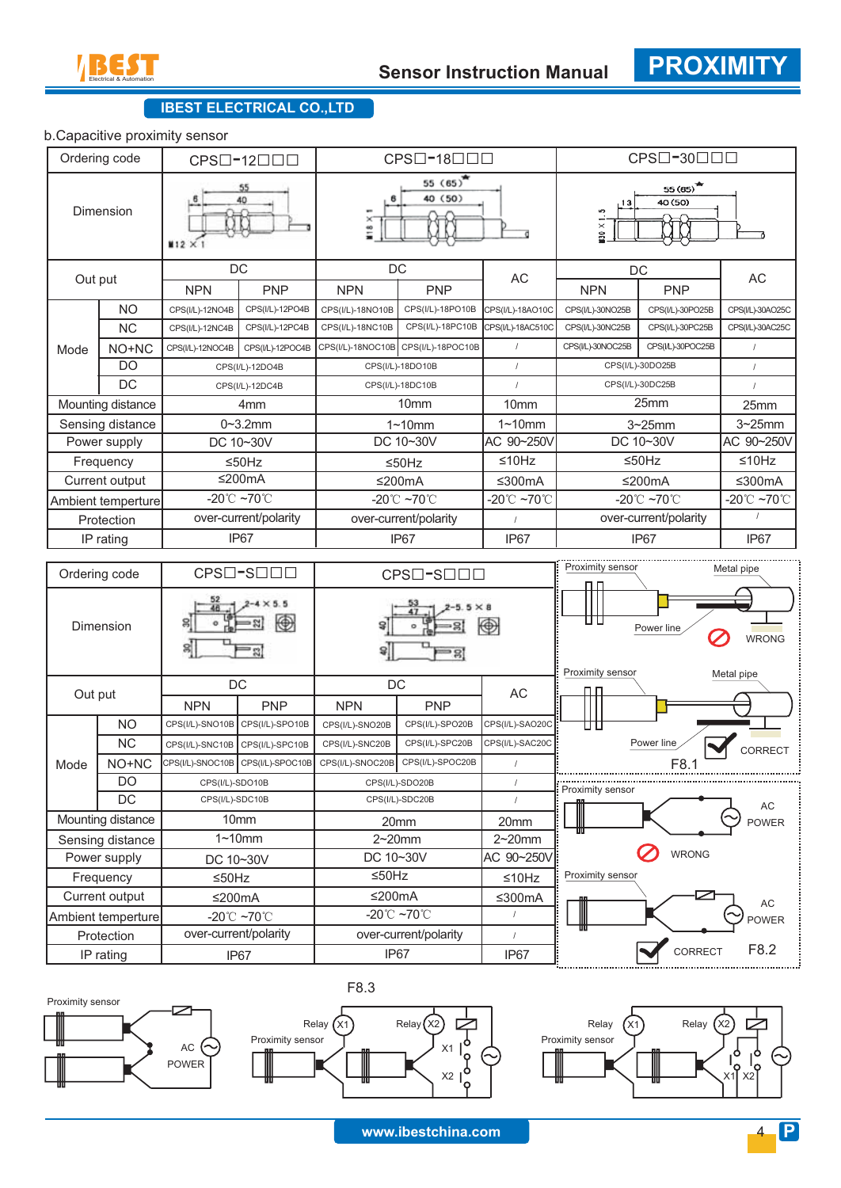IBEST ELECTRICAL CO.,LTD

b.Capacitive proximity sensor

| Ordering code | | CPS□-12□□□ | | CPS□-18□□□ | | | CPS□-30□□□ | | |
|---|---|---|---|---|---|---|---|---|---|
| Dimension | | | | | | | | | |
| Out put | | DC | | DC | | AC | DC | | AC |
| | | NPN | PNP | NPN | PNP | | NPN | PNP | |
| Mode | NO | CPS(I/L)-12NO4B | CPS(I/L)-12PO4B | CPS(I/L)-18NO10B | CPS(I/L)-18PO10B | CPS(I/L)-18AO10C | CPS(I/L)-30NO25B | CPS(I/L)-30PO25B | CPS(I/L)-30AO25C |
| | NC | CPS(I/L)-12NC4B | CPS(I/L)-12PC4B | CPS(I/L)-18NC10B | CPS(I/L)-18PC10B | CPS(I/L)-18AC510C | CPS(I/L)-30NC25B | CPS(I/L)-30PC25B | CPS(I/L)-30AC25C |
| | NO+NC | CPS(I/L)-12NOC4B | CPS(I/L)-12POC4B | CPS(I/L)-18NOC10B | CPS(I/L)-18POC10B | / | CPS(I/L)-30NOC25B | CPS(I/L)-30POC25B | / |
| | DO | CPS(I/L)-12DO4B | | CPS(I/L)-18DO10B | | / | CPS(I/L)-30DO25B | | / |
| | DC | CPS(I/L)-12DC4B | | CPS(I/L)-18DC10B | | / | CPS(I/L)-30DC25B | | / |
| Mounting distance | | 4mm | | 10mm | | 10mm | 25mm | | 25mm |
| Sensing distance | | 0~3.2mm | | 1~10mm | | 1~10mm | 3~25mm | | 3~25mm |
| Power supply | | DC 10~30V | | DC 10~30V | | AC 90~250V | DC 10~30V | | AC 90~250V |
| Frequency | | ≤50Hz | | ≤50Hz | | ≤10Hz | ≤50Hz | | ≤10Hz |
| Current output | | ≤200mA | | ≤200mA | | ≤300mA | ≤200mA | | ≤300mA |
| Ambient temperture | | -20℃ ~70℃ | | -20℃ ~70℃ | | -20℃ ~70℃ | -20℃ ~70℃ | | -20℃ ~70℃ |
| Protection | | over-current/polarity | | over-current/polarity | | / | over-current/polarity | | / |
| IP rating | | IP67 | | IP67 | | IP67 | IP67 | | IP67 |

| Ordering code | | CPS□-S□□□ | | CPS□-S□□□ | | |
|---|---|---|---|---|---|---|
| Dimension | | | | | | |
| Out put | | DC | | DC | | AC |
| | | NPN | PNP | NPN | PNP | |
| Mode | NO | CPS(I/L)-SNO10B | CPS(I/L)-SPO10B | CPS(I/L)-SNO20B | CPS(I/L)-SPO20B | CPS(I/L)-SAO20C |
| | NC | CPS(I/L)-SNC10B | CPS(I/L)-SPC10B | CPS(I/L)-SNC20B | CPS(I/L)-SPC20B | CPS(I/L)-SAC20C |
| | NO+NC | CPS(I/L)-SNOC10B | CPS(I/L)-SPOC10B | CPS(I/L)-SNOC20B | CPS(I/L)-SPOC20B | / |
| | DO | CPS(I/L)-SDO10B | | CPS(I/L)-SDO20B | | / |
| | DC | CPS(I/L)-SDC10B | | CPS(I/L)-SDC20B | | / |
| Mounting distance | | 10mm | | 20mm | | 20mm |
| Sensing distance | | 1~10mm | | 2~20mm | | 2~20mm |
| Power supply | | DC 10~30V | | DC 10~30V | | AC 90~250V |
| Frequency | | ≤50Hz | | ≤50Hz | | ≤10Hz |
| Current output | | ≤200mA | | ≤200mA | | ≤300mA |
| Ambient temperture | | -20℃ ~70℃ | | -20℃ ~70℃ | | / |
| Protection | | over-current/polarity | | over-current/polarity | | / |
| IP rating | | IP67 | | IP67 | | IP67 |

Proximity sensor
Metal pipe
Power line
WRONG

Proximity sensor
Metal pipe
Power line
CORRECT

F8.1

Proximity sensor
AC POWER
WRONG

Proximity sensor
AC POWER
CORRECT

F8.2

F8.3

Proximity sensor
AC POWER

Relay X1
Relay X2
Proximity sensor
X1
X2

Relay X1
Relay X2
Proximity sensor
X1 X2

www.ibestchina.com